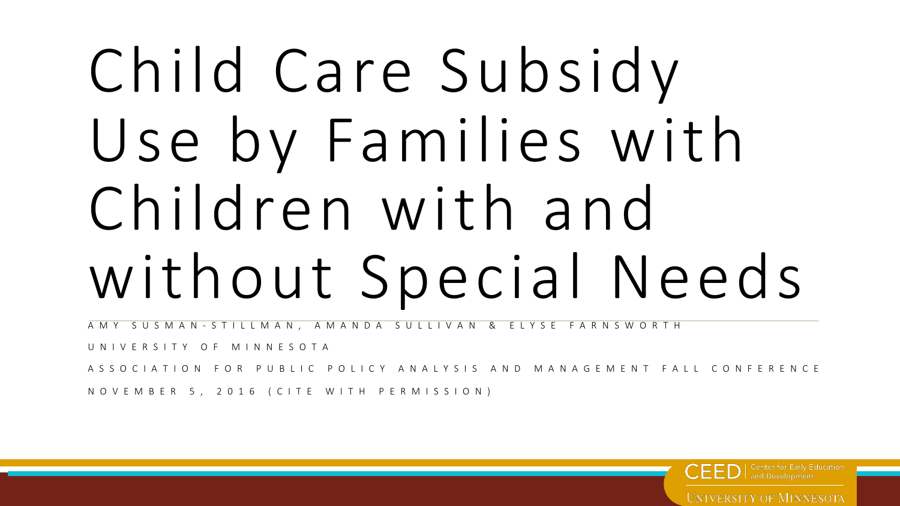# Child Care Subsidy Use by Families with Children with and without Special Needs

AMY SUSMAN-STILLMAN, AMANDA SULLIVAN & ELYSE FARNSWORTH

UNIVERSITY OF MINNESOTA

ASSOCIATION FOR PUBLIC POLICY ANALYSIS AND MANAGEMENT FALL CONFERENCE

NOVEMBER 5, 2016 (CITE WITH PERMISSION)

CEED | Center for Early Education and Development

UNIVERSITY OF MINNESOTA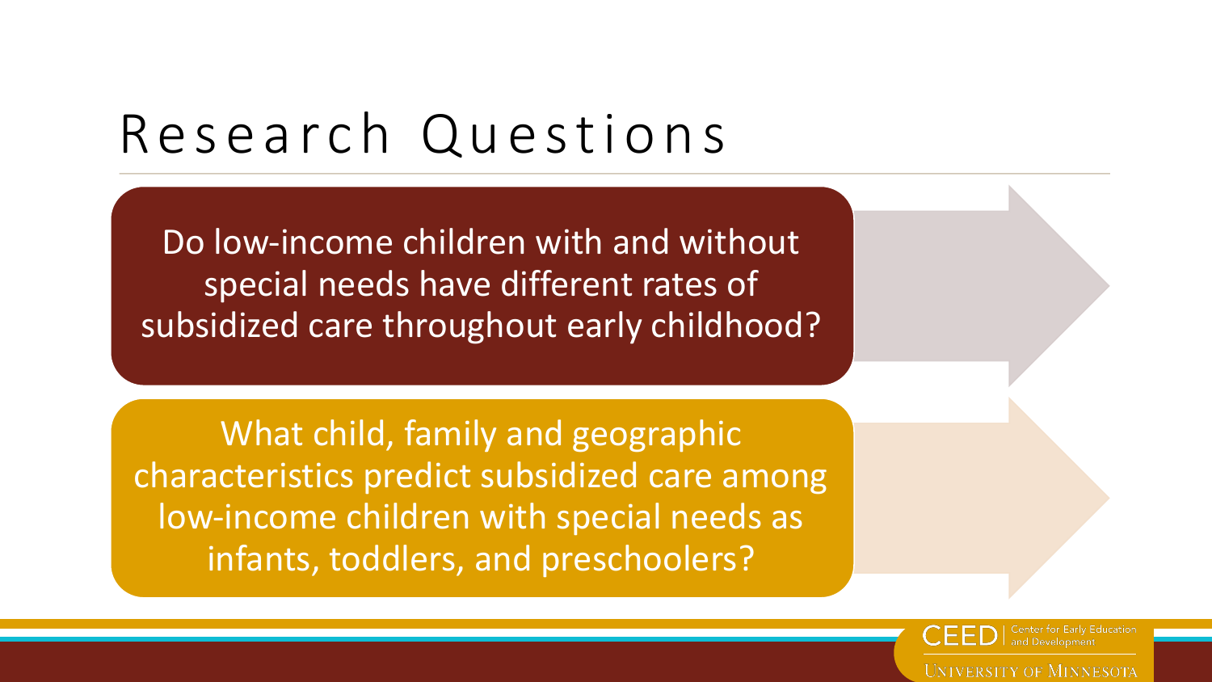# Research Questions

Do low-income children with and without special needs have different rates of subsidized care throughout early childhood?

What child, family and geographic characteristics predict subsidized care among low-income children with special needs as infants, toddlers, and preschoolers?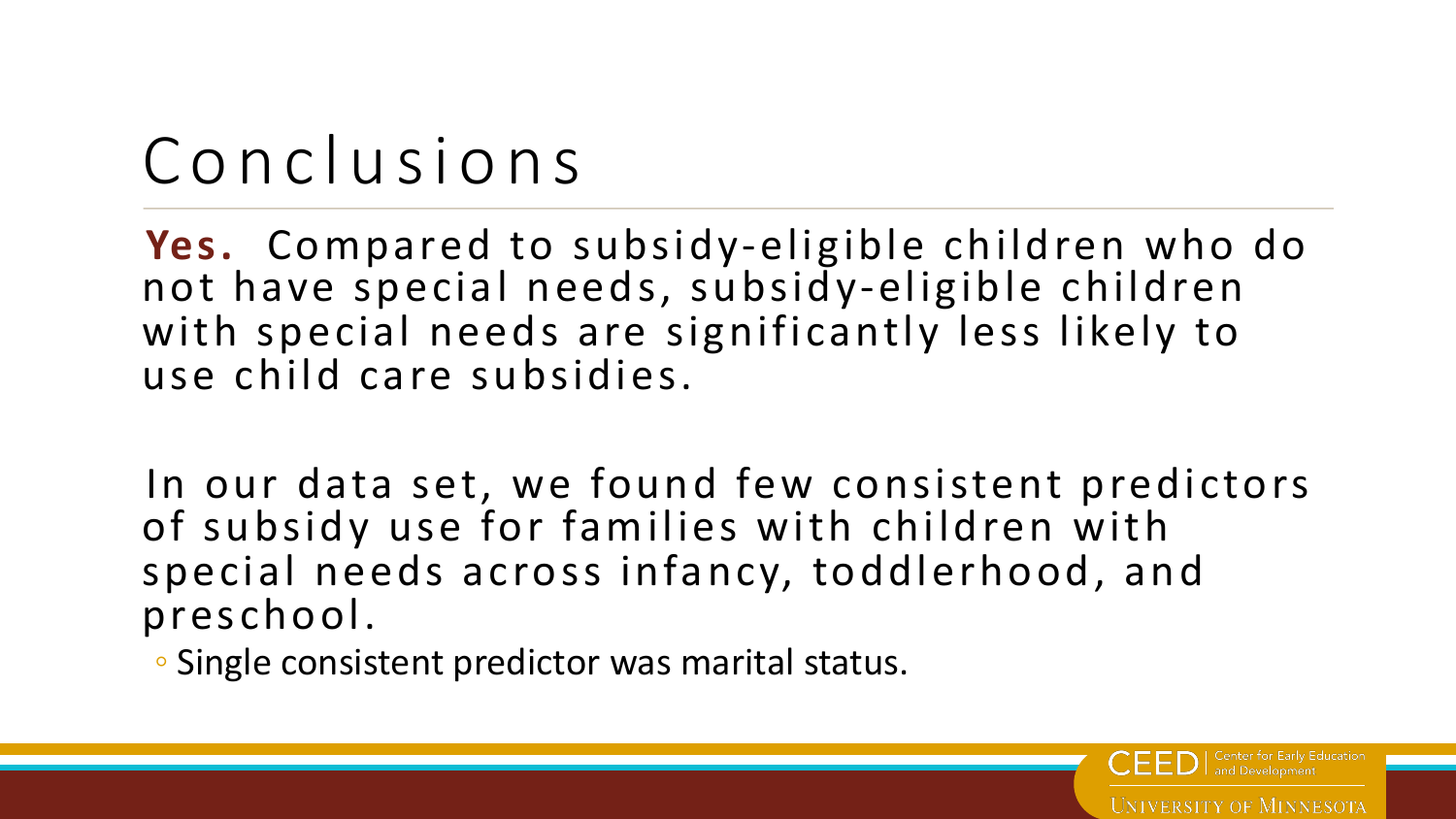# Conclusions

**Yes.** Compared to subsidy-eligible children who do not have special needs, subsidy-eligible children with special needs are significantly less likely to use child care subsidies.

In our data set, we found few consistent predictors of subsidy use for families with children with special needs across infancy, toddlerhood, and preschool.

- Single consistent predictor was marital status.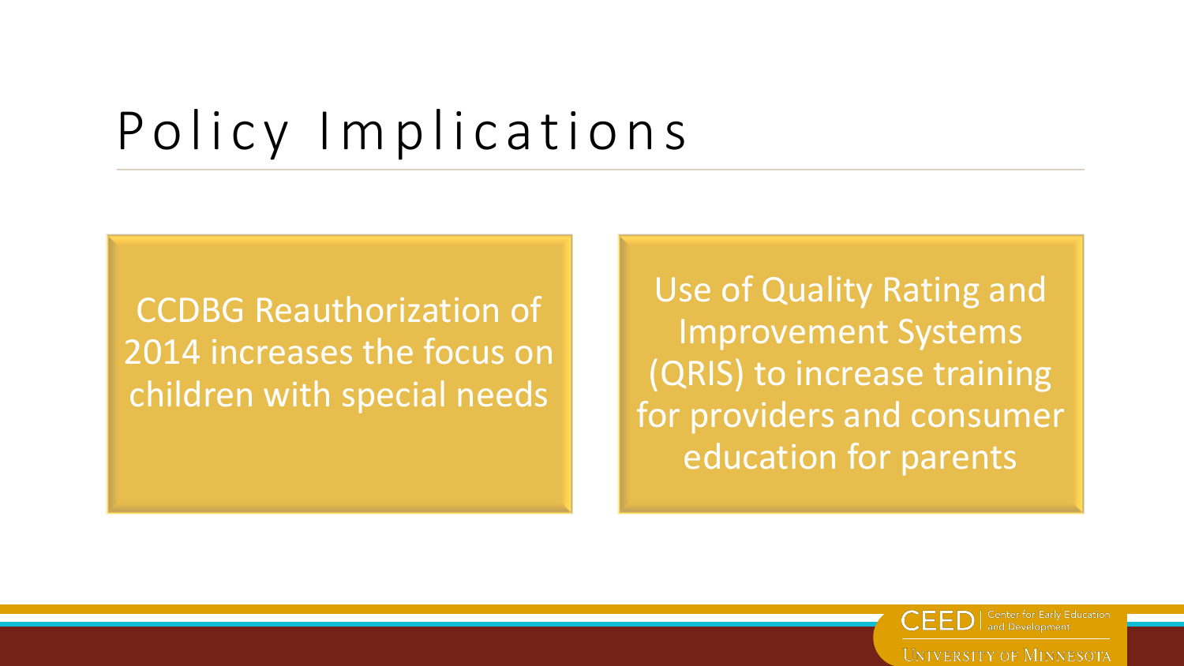# Policy Implications

CCDBG Reauthorization of 2014 increases the focus on children with special needs

Use of Quality Rating and Improvement Systems (QRIS) to increase training for providers and consumer education for parents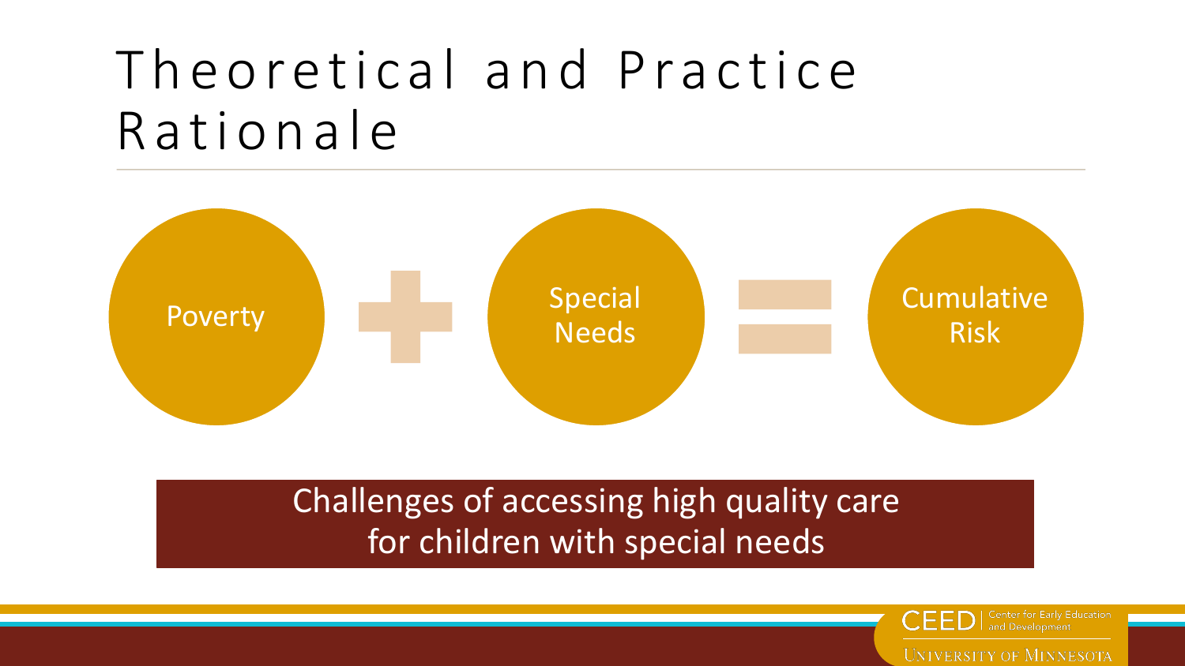# Theoretical and Practice Rationale

Poverty + Special Needs = Cumulative Risk

Challenges of accessing high quality care for children with special needs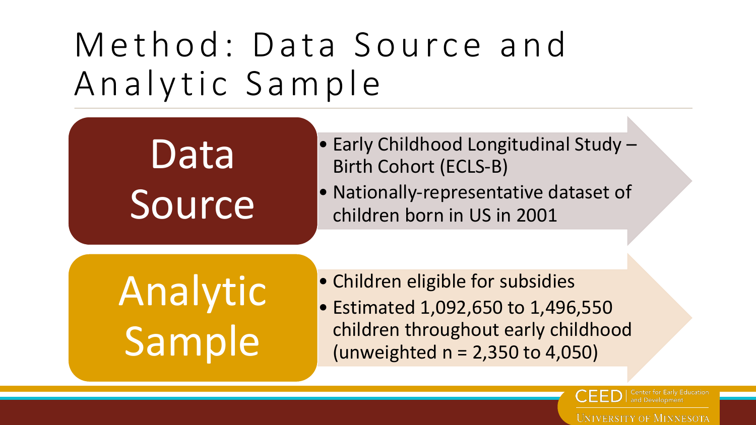# Method: Data Source and Analytic Sample

## Data Source

- Early Childhood Longitudinal Study – Birth Cohort (ECLS-B)
- Nationally-representative dataset of children born in US in 2001

## Analytic Sample

- Children eligible for subsidies
- Estimated 1,092,650 to 1,496,550 children throughout early childhood (unweighted n = 2,350 to 4,050)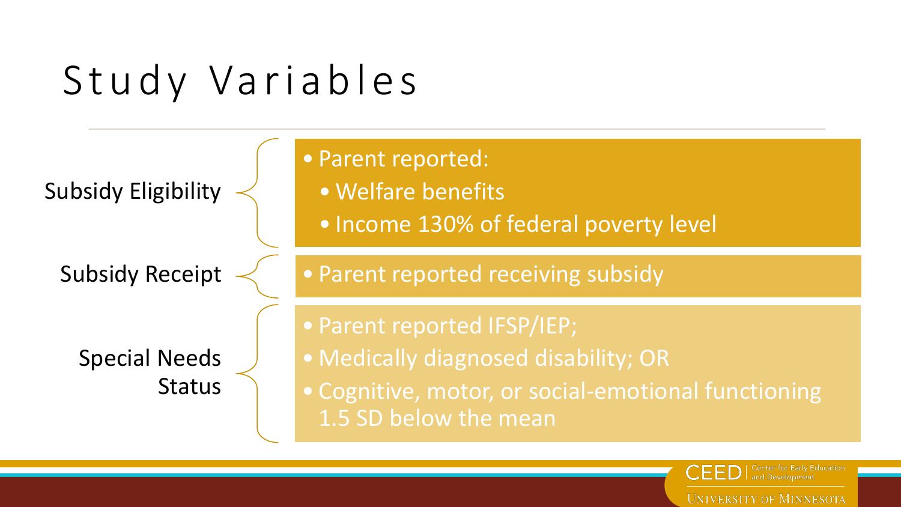# Study Variables

**Subsidy Eligibility**

- Parent reported:
  - Welfare benefits
  - Income 130% of federal poverty level

**Subsidy Receipt**

- Parent reported receiving subsidy

**Special Needs Status**

- Parent reported IFSP/IEP;
- Medically diagnosed disability; OR
- Cognitive, motor, or social-emotional functioning 1.5 SD below the mean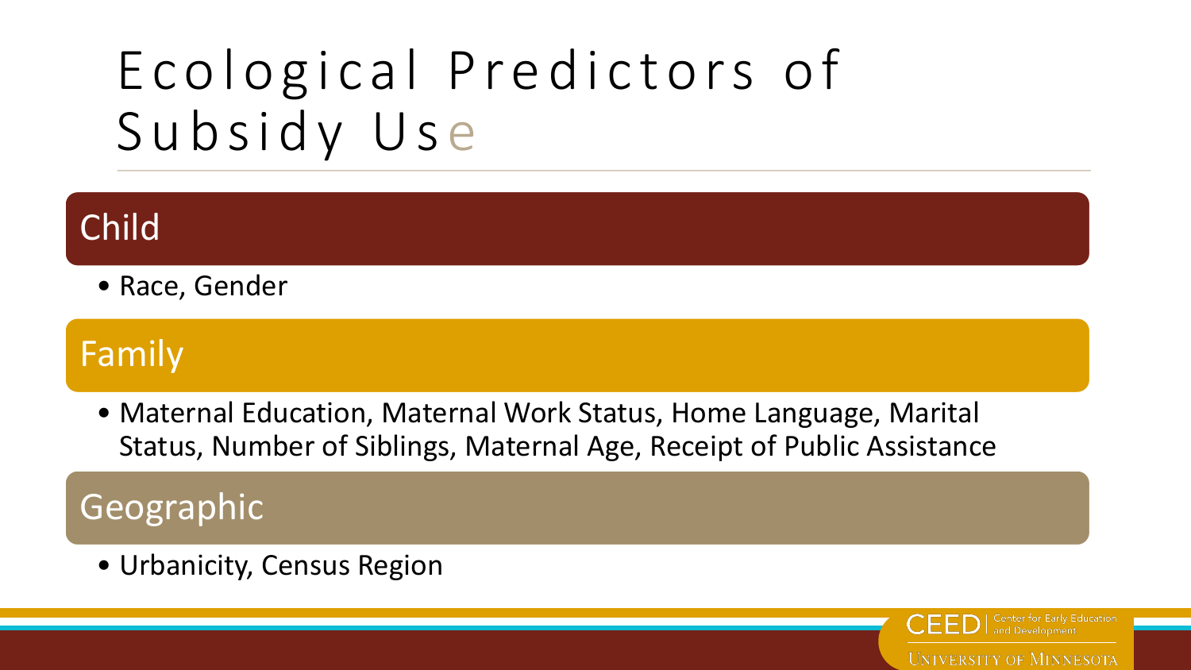# Ecological Predictors of Subsidy Use

## Child

- Race, Gender

## Family

- Maternal Education, Maternal Work Status, Home Language, Marital Status, Number of Siblings, Maternal Age, Receipt of Public Assistance

## Geographic

- Urbanicity, Census Region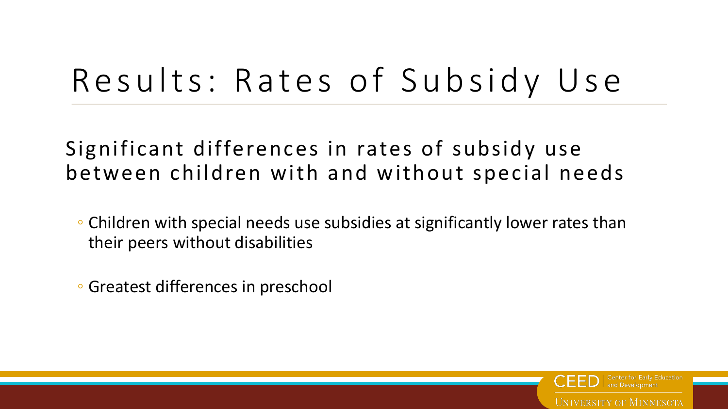# Results: Rates of Subsidy Use

Significant differences in rates of subsidy use between children with and without special needs

- Children with special needs use subsidies at significantly lower rates than their peers without disabilities
- Greatest differences in preschool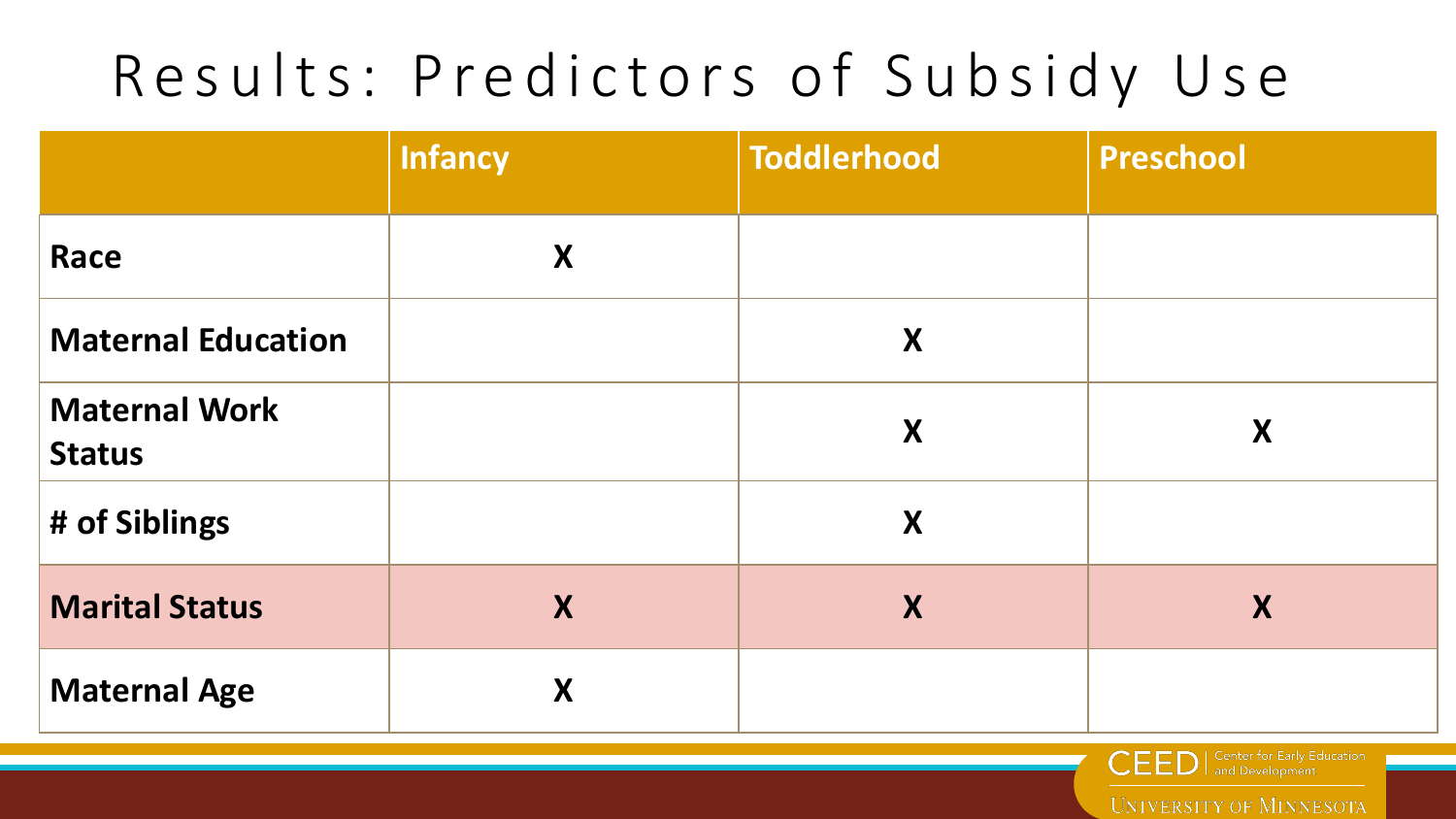# Results: Predictors of Subsidy Use

| | Infancy | Toddlerhood | Preschool |
|---|---|---|---|
| **Race** | X | | |
| **Maternal Education** | | X | |
| **Maternal Work Status** | | X | X |
| **# of Siblings** | | X | |
| **Marital Status** | X | X | X |
| **Maternal Age** | X | | |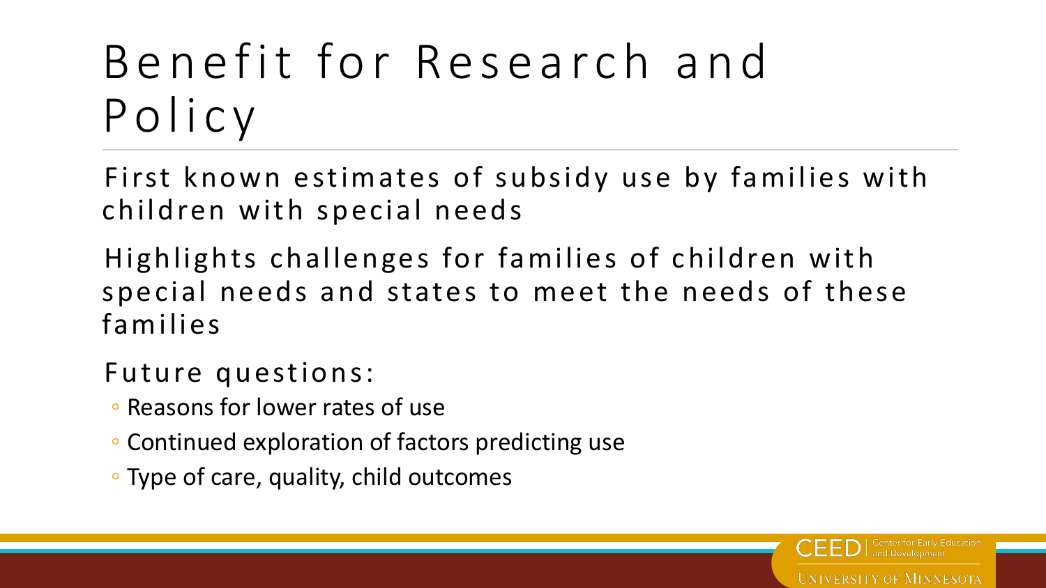# Benefit for Research and Policy

First known estimates of subsidy use by families with children with special needs

Highlights challenges for families of children with special needs and states to meet the needs of these families

Future questions:

- Reasons for lower rates of use
- Continued exploration of factors predicting use
- Type of care, quality, child outcomes